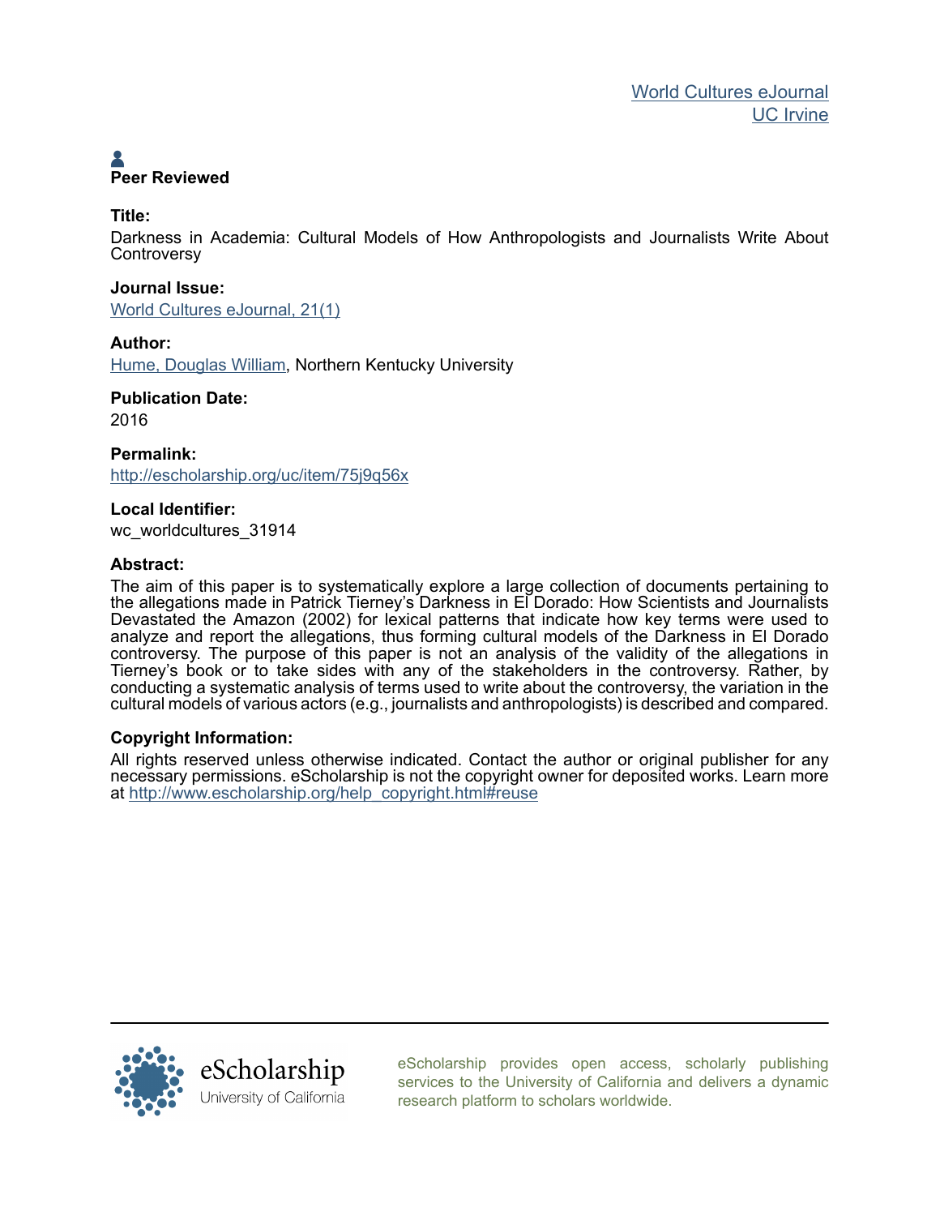World Cultures eJournal
UC Irvine

**Peer Reviewed**

**Title:**
Darkness in Academia: Cultural Models of How Anthropologists and Journalists Write About Controversy

**Journal Issue:**
World Cultures eJournal, 21(1)

**Author:**
Hume, Douglas William, Northern Kentucky University

**Publication Date:**
2016

**Permalink:**
http://escholarship.org/uc/item/75j9q56x

**Local Identifier:**
wc_worldcultures_31914

**Abstract:**
The aim of this paper is to systematically explore a large collection of documents pertaining to the allegations made in Patrick Tierney's Darkness in El Dorado: How Scientists and Journalists Devastated the Amazon (2002) for lexical patterns that indicate how key terms were used to analyze and report the allegations, thus forming cultural models of the Darkness in El Dorado controversy. The purpose of this paper is not an analysis of the validity of the allegations in Tierney's book or to take sides with any of the stakeholders in the controversy. Rather, by conducting a systematic analysis of terms used to write about the controversy, the variation in the cultural models of various actors (e.g., journalists and anthropologists) is described and compared.

**Copyright Information:**
All rights reserved unless otherwise indicated. Contact the author or original publisher for any necessary permissions. eScholarship is not the copyright owner for deposited works. Learn more at http://www.escholarship.org/help_copyright.html#reuse

eScholarship
University of California

eScholarship provides open access, scholarly publishing services to the University of California and delivers a dynamic research platform to scholars worldwide.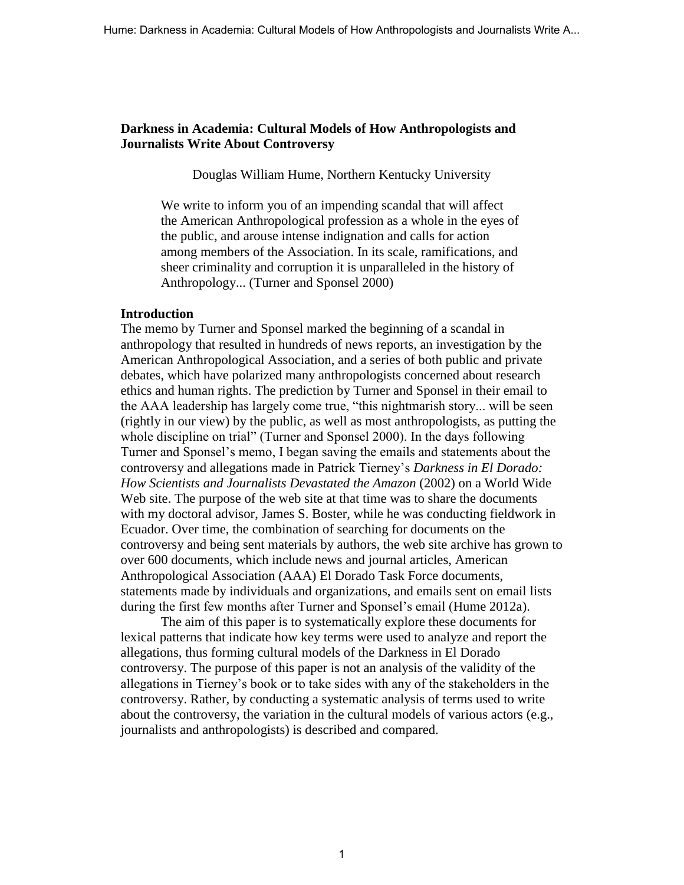## Darkness in Academia: Cultural Models of How Anthropologists and Journalists Write About Controversy

Douglas William Hume, Northern Kentucky University

> We write to inform you of an impending scandal that will affect the American Anthropological profession as a whole in the eyes of the public, and arouse intense indignation and calls for action among members of the Association. In its scale, ramifications, and sheer criminality and corruption it is unparalleled in the history of Anthropology... (Turner and Sponsel 2000)

### Introduction

The memo by Turner and Sponsel marked the beginning of a scandal in anthropology that resulted in hundreds of news reports, an investigation by the American Anthropological Association, and a series of both public and private debates, which have polarized many anthropologists concerned about research ethics and human rights. The prediction by Turner and Sponsel in their email to the AAA leadership has largely come true, "this nightmarish story... will be seen (rightly in our view) by the public, as well as most anthropologists, as putting the whole discipline on trial" (Turner and Sponsel 2000). In the days following Turner and Sponsel's memo, I began saving the emails and statements about the controversy and allegations made in Patrick Tierney's *Darkness in El Dorado: How Scientists and Journalists Devastated the Amazon* (2002) on a World Wide Web site. The purpose of the web site at that time was to share the documents with my doctoral advisor, James S. Boster, while he was conducting fieldwork in Ecuador. Over time, the combination of searching for documents on the controversy and being sent materials by authors, the web site archive has grown to over 600 documents, which include news and journal articles, American Anthropological Association (AAA) El Dorado Task Force documents, statements made by individuals and organizations, and emails sent on email lists during the first few months after Turner and Sponsel's email (Hume 2012a).

The aim of this paper is to systematically explore these documents for lexical patterns that indicate how key terms were used to analyze and report the allegations, thus forming cultural models of the Darkness in El Dorado controversy. The purpose of this paper is not an analysis of the validity of the allegations in Tierney's book or to take sides with any of the stakeholders in the controversy. Rather, by conducting a systematic analysis of terms used to write about the controversy, the variation in the cultural models of various actors (e.g., journalists and anthropologists) is described and compared.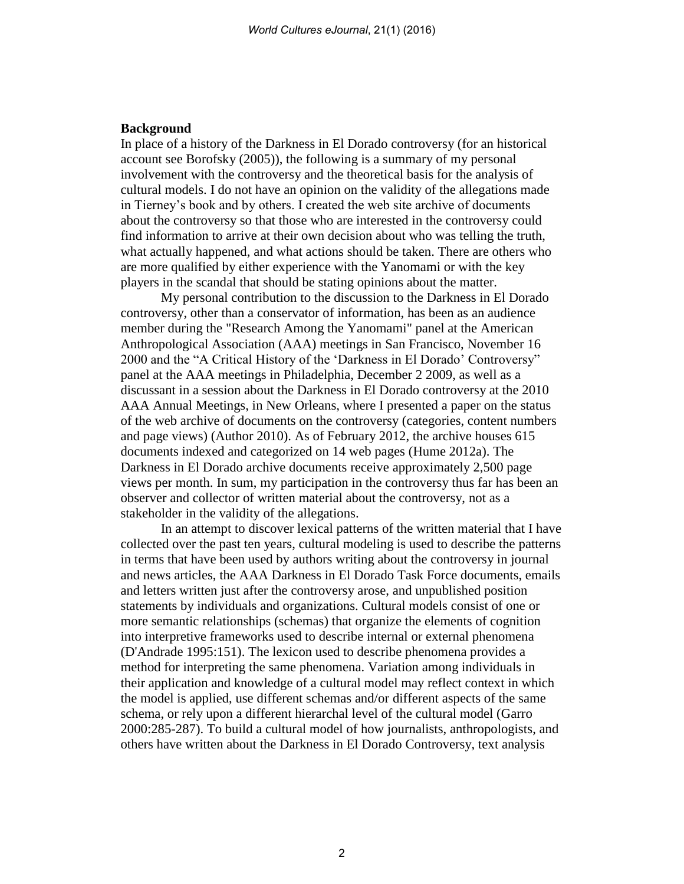## Background

In place of a history of the Darkness in El Dorado controversy (for an historical account see Borofsky (2005)), the following is a summary of my personal involvement with the controversy and the theoretical basis for the analysis of cultural models. I do not have an opinion on the validity of the allegations made in Tierney's book and by others. I created the web site archive of documents about the controversy so that those who are interested in the controversy could find information to arrive at their own decision about who was telling the truth, what actually happened, and what actions should be taken. There are others who are more qualified by either experience with the Yanomami or with the key players in the scandal that should be stating opinions about the matter.

My personal contribution to the discussion to the Darkness in El Dorado controversy, other than a conservator of information, has been as an audience member during the "Research Among the Yanomami" panel at the American Anthropological Association (AAA) meetings in San Francisco, November 16 2000 and the "A Critical History of the 'Darkness in El Dorado' Controversy" panel at the AAA meetings in Philadelphia, December 2 2009, as well as a discussant in a session about the Darkness in El Dorado controversy at the 2010 AAA Annual Meetings, in New Orleans, where I presented a paper on the status of the web archive of documents on the controversy (categories, content numbers and page views) (Author 2010). As of February 2012, the archive houses 615 documents indexed and categorized on 14 web pages (Hume 2012a). The Darkness in El Dorado archive documents receive approximately 2,500 page views per month. In sum, my participation in the controversy thus far has been an observer and collector of written material about the controversy, not as a stakeholder in the validity of the allegations.

In an attempt to discover lexical patterns of the written material that I have collected over the past ten years, cultural modeling is used to describe the patterns in terms that have been used by authors writing about the controversy in journal and news articles, the AAA Darkness in El Dorado Task Force documents, emails and letters written just after the controversy arose, and unpublished position statements by individuals and organizations. Cultural models consist of one or more semantic relationships (schemas) that organize the elements of cognition into interpretive frameworks used to describe internal or external phenomena (D'Andrade 1995:151). The lexicon used to describe phenomena provides a method for interpreting the same phenomena. Variation among individuals in their application and knowledge of a cultural model may reflect context in which the model is applied, use different schemas and/or different aspects of the same schema, or rely upon a different hierarchal level of the cultural model (Garro 2000:285-287). To build a cultural model of how journalists, anthropologists, and others have written about the Darkness in El Dorado Controversy, text analysis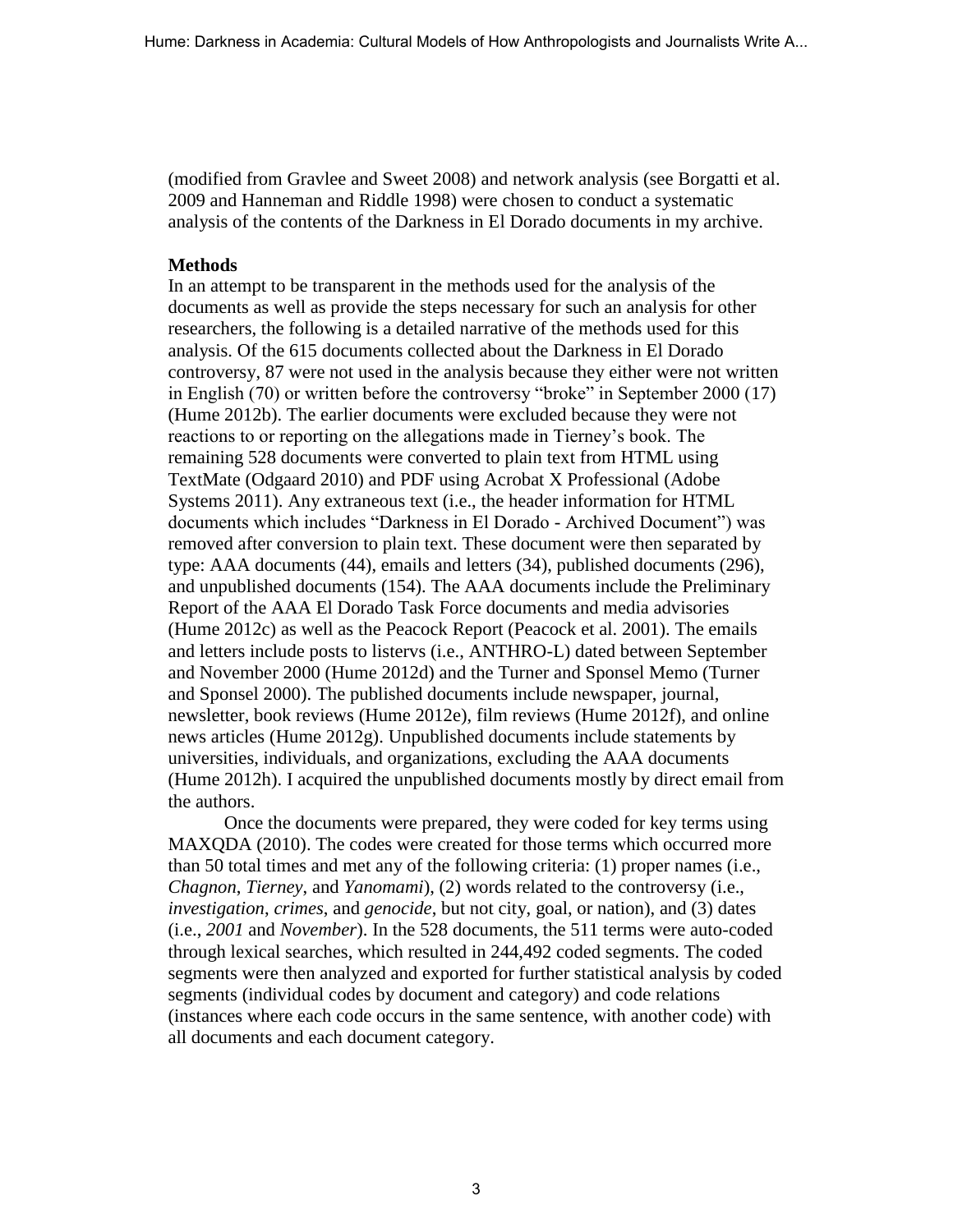(modified from Gravlee and Sweet 2008) and network analysis (see Borgatti et al. 2009 and Hanneman and Riddle 1998) were chosen to conduct a systematic analysis of the contents of the Darkness in El Dorado documents in my archive.

**Methods**

In an attempt to be transparent in the methods used for the analysis of the documents as well as provide the steps necessary for such an analysis for other researchers, the following is a detailed narrative of the methods used for this analysis. Of the 615 documents collected about the Darkness in El Dorado controversy, 87 were not used in the analysis because they either were not written in English (70) or written before the controversy "broke" in September 2000 (17) (Hume 2012b). The earlier documents were excluded because they were not reactions to or reporting on the allegations made in Tierney's book. The remaining 528 documents were converted to plain text from HTML using TextMate (Odgaard 2010) and PDF using Acrobat X Professional (Adobe Systems 2011). Any extraneous text (i.e., the header information for HTML documents which includes "Darkness in El Dorado - Archived Document") was removed after conversion to plain text. These document were then separated by type: AAA documents (44), emails and letters (34), published documents (296), and unpublished documents (154). The AAA documents include the Preliminary Report of the AAA El Dorado Task Force documents and media advisories (Hume 2012c) as well as the Peacock Report (Peacock et al. 2001). The emails and letters include posts to listervs (i.e., ANTHRO-L) dated between September and November 2000 (Hume 2012d) and the Turner and Sponsel Memo (Turner and Sponsel 2000). The published documents include newspaper, journal, newsletter, book reviews (Hume 2012e), film reviews (Hume 2012f), and online news articles (Hume 2012g). Unpublished documents include statements by universities, individuals, and organizations, excluding the AAA documents (Hume 2012h). I acquired the unpublished documents mostly by direct email from the authors.

Once the documents were prepared, they were coded for key terms using MAXQDA (2010). The codes were created for those terms which occurred more than 50 total times and met any of the following criteria: (1) proper names (i.e., *Chagnon*, *Tierney*, and *Yanomami*), (2) words related to the controversy (i.e., *investigation*, *crimes*, and *genocide*, but not city, goal, or nation), and (3) dates (i.e., *2001* and *November*). In the 528 documents, the 511 terms were auto-coded through lexical searches, which resulted in 244,492 coded segments. The coded segments were then analyzed and exported for further statistical analysis by coded segments (individual codes by document and category) and code relations (instances where each code occurs in the same sentence, with another code) with all documents and each document category.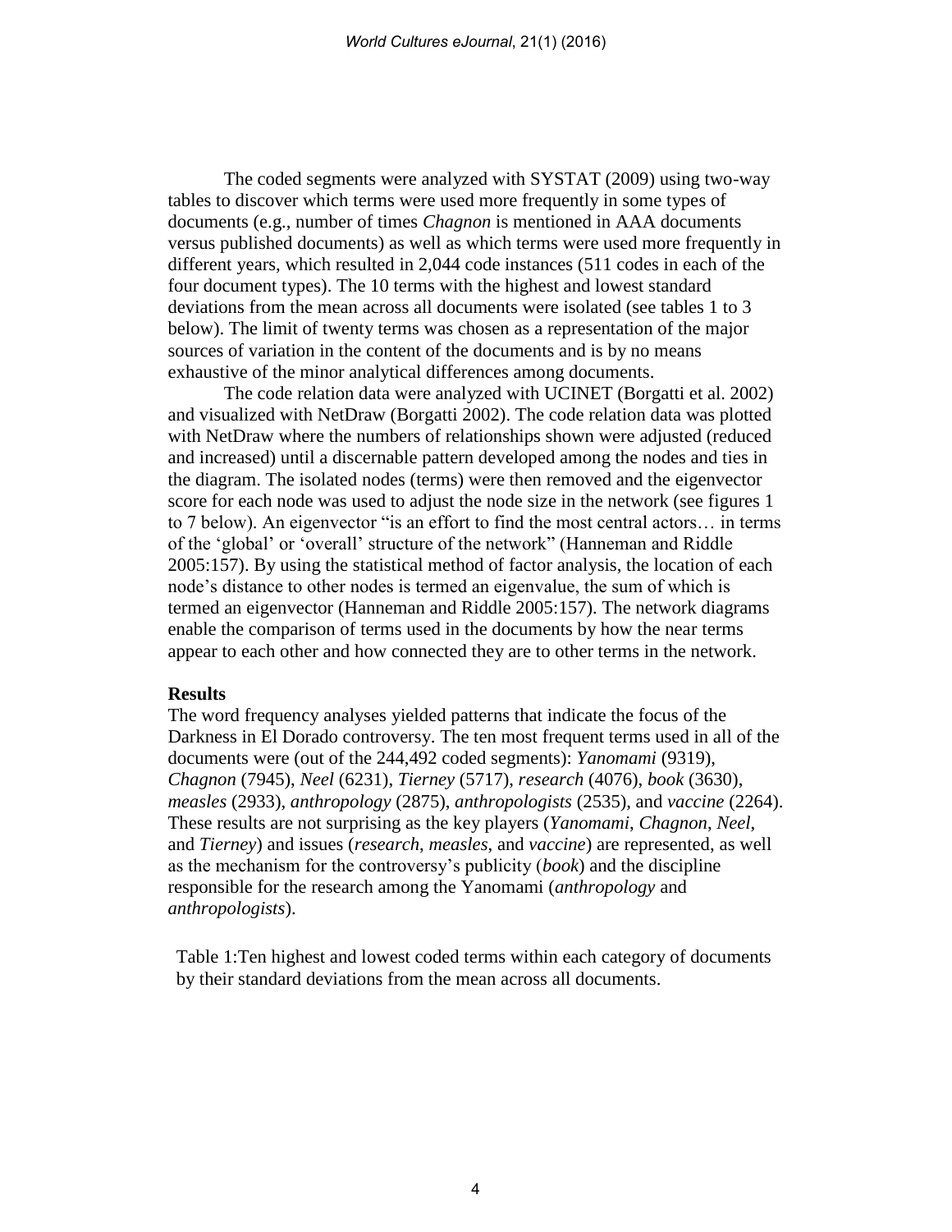The coded segments were analyzed with SYSTAT (2009) using two-way tables to discover which terms were used more frequently in some types of documents (e.g., number of times *Chagnon* is mentioned in AAA documents versus published documents) as well as which terms were used more frequently in different years, which resulted in 2,044 code instances (511 codes in each of the four document types). The 10 terms with the highest and lowest standard deviations from the mean across all documents were isolated (see tables 1 to 3 below). The limit of twenty terms was chosen as a representation of the major sources of variation in the content of the documents and is by no means exhaustive of the minor analytical differences among documents.

The code relation data were analyzed with UCINET (Borgatti et al. 2002) and visualized with NetDraw (Borgatti 2002). The code relation data was plotted with NetDraw where the numbers of relationships shown were adjusted (reduced and increased) until a discernable pattern developed among the nodes and ties in the diagram. The isolated nodes (terms) were then removed and the eigenvector score for each node was used to adjust the node size in the network (see figures 1 to 7 below). An eigenvector "is an effort to find the most central actors… in terms of the 'global' or 'overall' structure of the network" (Hanneman and Riddle 2005:157). By using the statistical method of factor analysis, the location of each node's distance to other nodes is termed an eigenvalue, the sum of which is termed an eigenvector (Hanneman and Riddle 2005:157). The network diagrams enable the comparison of terms used in the documents by how the near terms appear to each other and how connected they are to other terms in the network.

**Results**

The word frequency analyses yielded patterns that indicate the focus of the Darkness in El Dorado controversy. The ten most frequent terms used in all of the documents were (out of the 244,492 coded segments): *Yanomami* (9319), *Chagnon* (7945), *Neel* (6231), *Tierney* (5717), *research* (4076), *book* (3630), *measles* (2933), *anthropology* (2875), *anthropologists* (2535), and *vaccine* (2264). These results are not surprising as the key players (*Yanomami*, *Chagnon*, *Neel*, and *Tierney*) and issues (*research*, *measles*, and *vaccine*) are represented, as well as the mechanism for the controversy's publicity (*book*) and the discipline responsible for the research among the Yanomami (*anthropology* and *anthropologists*).

Table 1:Ten highest and lowest coded terms within each category of documents by their standard deviations from the mean across all documents.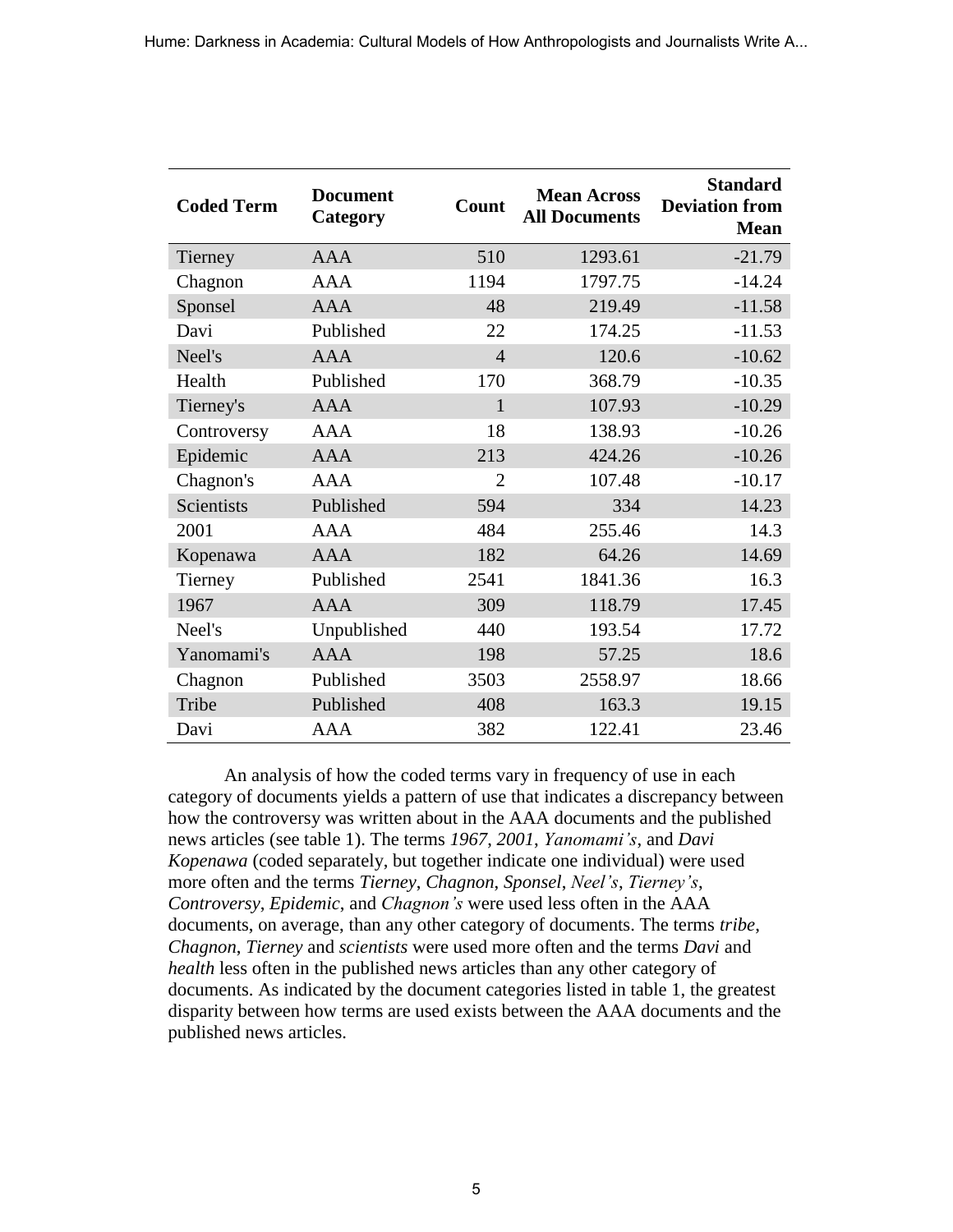| Coded Term | Document Category | Count | Mean Across All Documents | Standard Deviation from Mean |
|---|---|---|---|---|
| Tierney | AAA | 510 | 1293.61 | -21.79 |
| Chagnon | AAA | 1194 | 1797.75 | -14.24 |
| Sponsel | AAA | 48 | 219.49 | -11.58 |
| Davi | Published | 22 | 174.25 | -11.53 |
| Neel's | AAA | 4 | 120.6 | -10.62 |
| Health | Published | 170 | 368.79 | -10.35 |
| Tierney's | AAA | 1 | 107.93 | -10.29 |
| Controversy | AAA | 18 | 138.93 | -10.26 |
| Epidemic | AAA | 213 | 424.26 | -10.26 |
| Chagnon's | AAA | 2 | 107.48 | -10.17 |
| Scientists | Published | 594 | 334 | 14.23 |
| 2001 | AAA | 484 | 255.46 | 14.3 |
| Kopenawa | AAA | 182 | 64.26 | 14.69 |
| Tierney | Published | 2541 | 1841.36 | 16.3 |
| 1967 | AAA | 309 | 118.79 | 17.45 |
| Neel's | Unpublished | 440 | 193.54 | 17.72 |
| Yanomami's | AAA | 198 | 57.25 | 18.6 |
| Chagnon | Published | 3503 | 2558.97 | 18.66 |
| Tribe | Published | 408 | 163.3 | 19.15 |
| Davi | AAA | 382 | 122.41 | 23.46 |

An analysis of how the coded terms vary in frequency of use in each category of documents yields a pattern of use that indicates a discrepancy between how the controversy was written about in the AAA documents and the published news articles (see table 1). The terms *1967*, *2001*, *Yanomami's*, and *Davi Kopenawa* (coded separately, but together indicate one individual) were used more often and the terms *Tierney*, *Chagnon*, *Sponsel*, *Neel's*, *Tierney's*, *Controversy*, *Epidemic*, and *Chagnon's* were used less often in the AAA documents, on average, than any other category of documents. The terms *tribe*, *Chagnon*, *Tierney* and *scientists* were used more often and the terms *Davi* and *health* less often in the published news articles than any other category of documents. As indicated by the document categories listed in table 1, the greatest disparity between how terms are used exists between the AAA documents and the published news articles.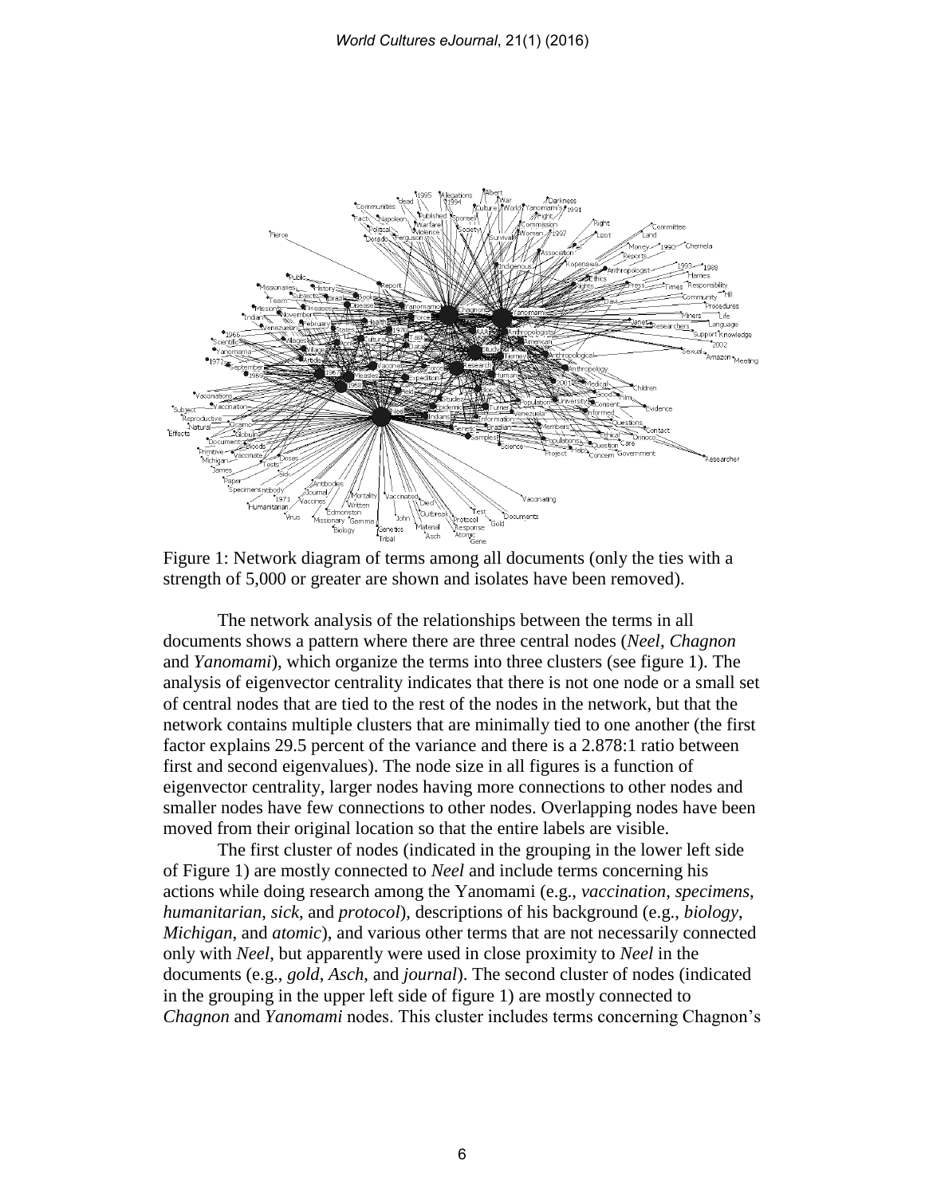Figure 1: Network diagram of terms among all documents (only the ties with a strength of 5,000 or greater are shown and isolates have been removed).

The network analysis of the relationships between the terms in all documents shows a pattern where there are three central nodes (*Neel*, *Chagnon* and *Yanomami*), which organize the terms into three clusters (see figure 1). The analysis of eigenvector centrality indicates that there is not one node or a small set of central nodes that are tied to the rest of the nodes in the network, but that the network contains multiple clusters that are minimally tied to one another (the first factor explains 29.5 percent of the variance and there is a 2.878:1 ratio between first and second eigenvalues). The node size in all figures is a function of eigenvector centrality, larger nodes having more connections to other nodes and smaller nodes have few connections to other nodes. Overlapping nodes have been moved from their original location so that the entire labels are visible.

The first cluster of nodes (indicated in the grouping in the lower left side of Figure 1) are mostly connected to *Neel* and include terms concerning his actions while doing research among the Yanomami (e.g., *vaccination*, *specimens*, *humanitarian*, *sick*, and *protocol*), descriptions of his background (e.g., *biology*, *Michigan*, and *atomic*), and various other terms that are not necessarily connected only with *Neel*, but apparently were used in close proximity to *Neel* in the documents (e.g., *gold*, *Asch*, and *journal*). The second cluster of nodes (indicated in the grouping in the upper left side of figure 1) are mostly connected to *Chagnon* and *Yanomami* nodes. This cluster includes terms concerning Chagnon's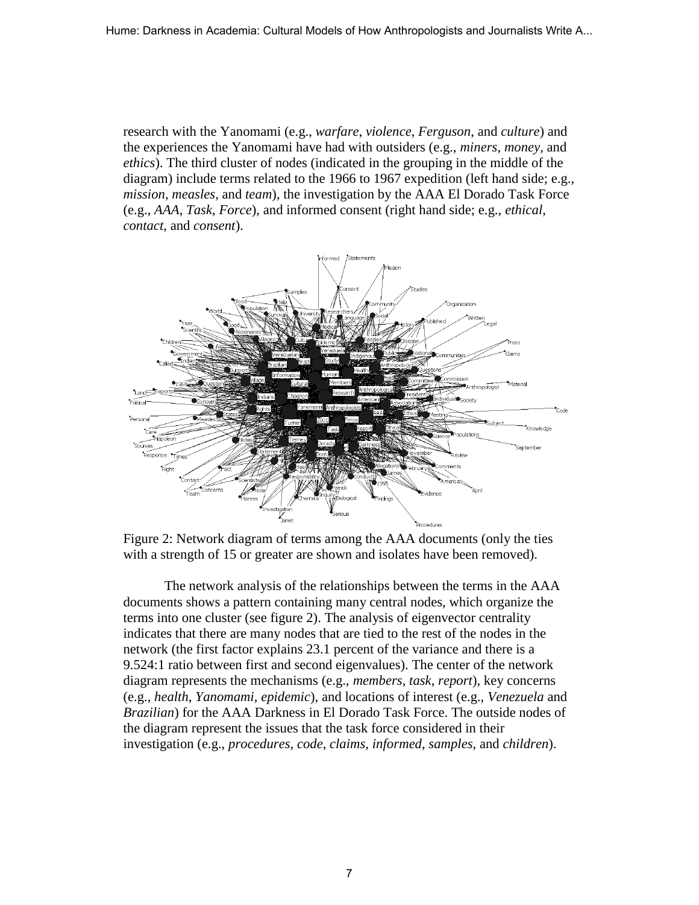research with the Yanomami (e.g., *warfare*, *violence*, *Ferguson*, and *culture*) and the experiences the Yanomami have had with outsiders (e.g., *miners*, *money*, and *ethics*). The third cluster of nodes (indicated in the grouping in the middle of the diagram) include terms related to the 1966 to 1967 expedition (left hand side; e.g., *mission*, *measles*, and *team*), the investigation by the AAA El Dorado Task Force (e.g., *AAA*, *Task*, *Force*), and informed consent (right hand side; e.g., *ethical*, *contact*, and *consent*).

Figure 2: Network diagram of terms among the AAA documents (only the ties with a strength of 15 or greater are shown and isolates have been removed).

The network analysis of the relationships between the terms in the AAA documents shows a pattern containing many central nodes, which organize the terms into one cluster (see figure 2). The analysis of eigenvector centrality indicates that there are many nodes that are tied to the rest of the nodes in the network (the first factor explains 23.1 percent of the variance and there is a 9.524:1 ratio between first and second eigenvalues). The center of the network diagram represents the mechanisms (e.g., *members*, *task*, *report*), key concerns (e.g., *health*, *Yanomami*, *epidemic*), and locations of interest (e.g., *Venezuela* and *Brazilian*) for the AAA Darkness in El Dorado Task Force. The outside nodes of the diagram represent the issues that the task force considered in their investigation (e.g., *procedures*, *code*, *claims*, *informed*, *samples*, and *children*).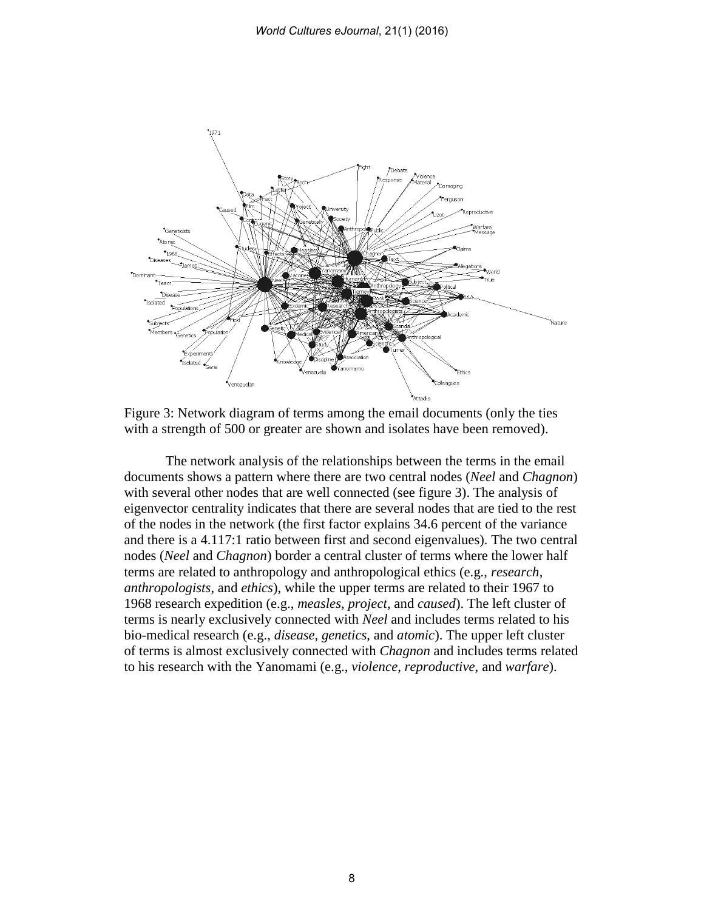Figure 3: Network diagram of terms among the email documents (only the ties with a strength of 500 or greater are shown and isolates have been removed).

The network analysis of the relationships between the terms in the email documents shows a pattern where there are two central nodes (*Neel* and *Chagnon*) with several other nodes that are well connected (see figure 3). The analysis of eigenvector centrality indicates that there are several nodes that are tied to the rest of the nodes in the network (the first factor explains 34.6 percent of the variance and there is a 4.117:1 ratio between first and second eigenvalues). The two central nodes (*Neel* and *Chagnon*) border a central cluster of terms where the lower half terms are related to anthropology and anthropological ethics (e.g., *research*, *anthropologists*, and *ethics*), while the upper terms are related to their 1967 to 1968 research expedition (e.g., *measles*, *project*, and *caused*). The left cluster of terms is nearly exclusively connected with *Neel* and includes terms related to his bio-medical research (e.g., *disease*, *genetics*, and *atomic*). The upper left cluster of terms is almost exclusively connected with *Chagnon* and includes terms related to his research with the Yanomami (e.g., *violence*, *reproductive*, and *warfare*).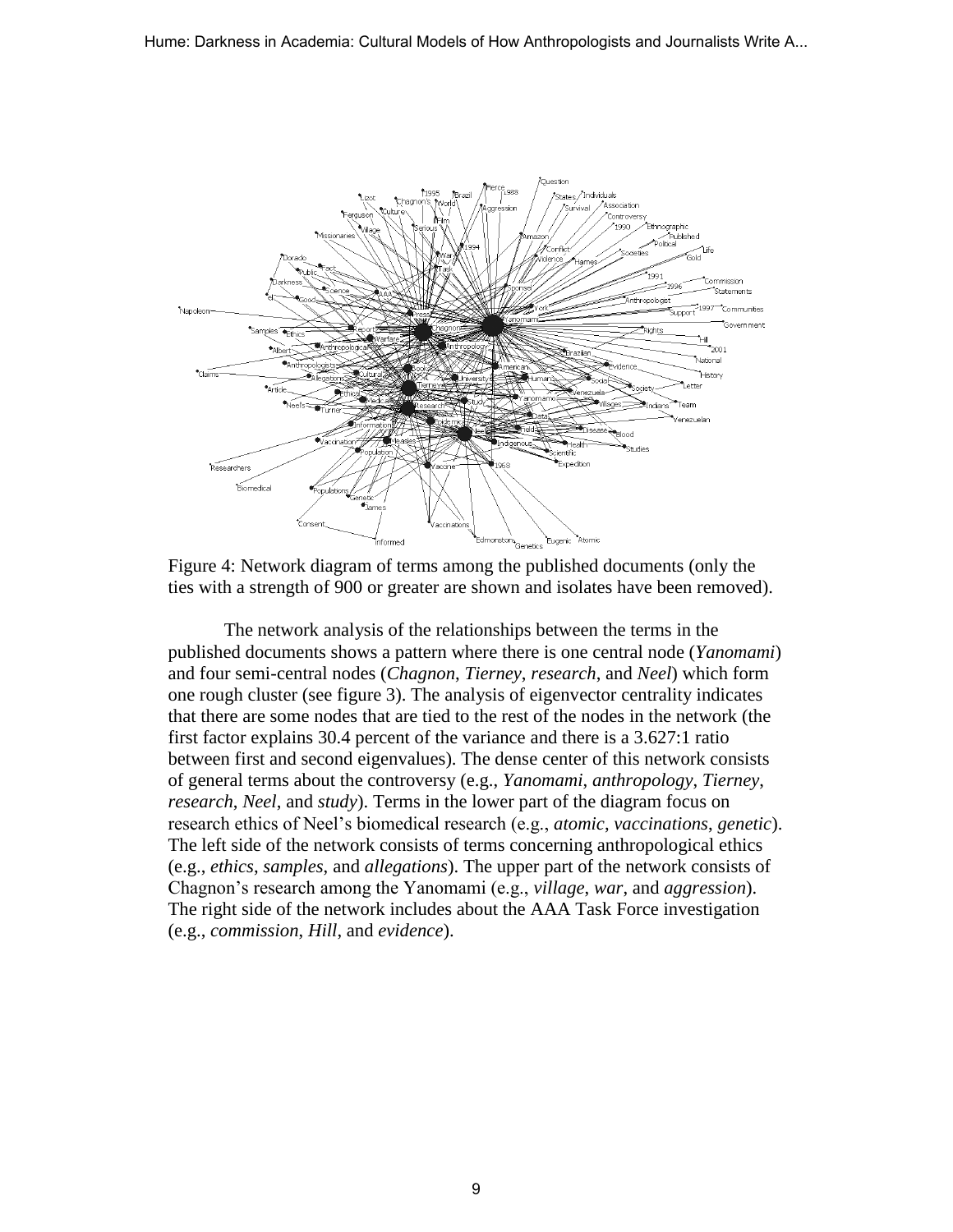Figure 4: Network diagram of terms among the published documents (only the ties with a strength of 900 or greater are shown and isolates have been removed).

The network analysis of the relationships between the terms in the published documents shows a pattern where there is one central node (*Yanomami*) and four semi-central nodes (*Chagnon*, *Tierney*, *research*, and *Neel*) which form one rough cluster (see figure 3). The analysis of eigenvector centrality indicates that there are some nodes that are tied to the rest of the nodes in the network (the first factor explains 30.4 percent of the variance and there is a 3.627:1 ratio between first and second eigenvalues). The dense center of this network consists of general terms about the controversy (e.g., *Yanomami*, *anthropology*, *Tierney*, *research*, *Neel*, and *study*). Terms in the lower part of the diagram focus on research ethics of Neel's biomedical research (e.g., *atomic*, *vaccinations*, *genetic*). The left side of the network consists of terms concerning anthropological ethics (e.g., *ethics*, *samples*, and *allegations*). The upper part of the network consists of Chagnon's research among the Yanomami (e.g., *village*, *war*, and *aggression*). The right side of the network includes about the AAA Task Force investigation (e.g., *commission*, *Hill*, and *evidence*).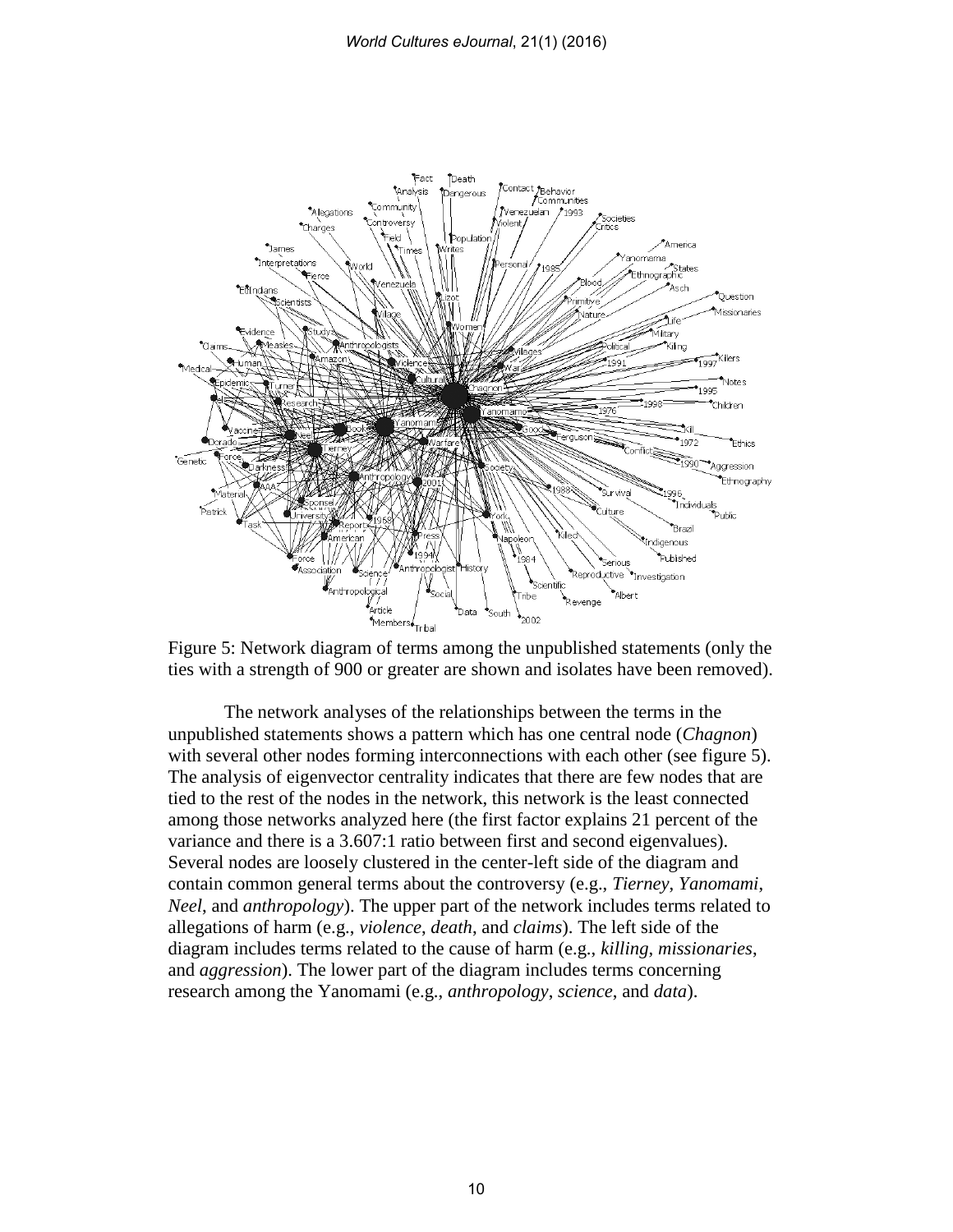Figure 5: Network diagram of terms among the unpublished statements (only the ties with a strength of 900 or greater are shown and isolates have been removed).

The network analyses of the relationships between the terms in the unpublished statements shows a pattern which has one central node (*Chagnon*) with several other nodes forming interconnections with each other (see figure 5). The analysis of eigenvector centrality indicates that there are few nodes that are tied to the rest of the nodes in the network, this network is the least connected among those networks analyzed here (the first factor explains 21 percent of the variance and there is a 3.607:1 ratio between first and second eigenvalues). Several nodes are loosely clustered in the center-left side of the diagram and contain common general terms about the controversy (e.g., *Tierney*, *Yanomami*, *Neel*, and *anthropology*). The upper part of the network includes terms related to allegations of harm (e.g., *violence*, *death*, and *claims*). The left side of the diagram includes terms related to the cause of harm (e.g., *killing*, *missionaries*, and *aggression*). The lower part of the diagram includes terms concerning research among the Yanomami (e.g., *anthropology*, *science*, and *data*).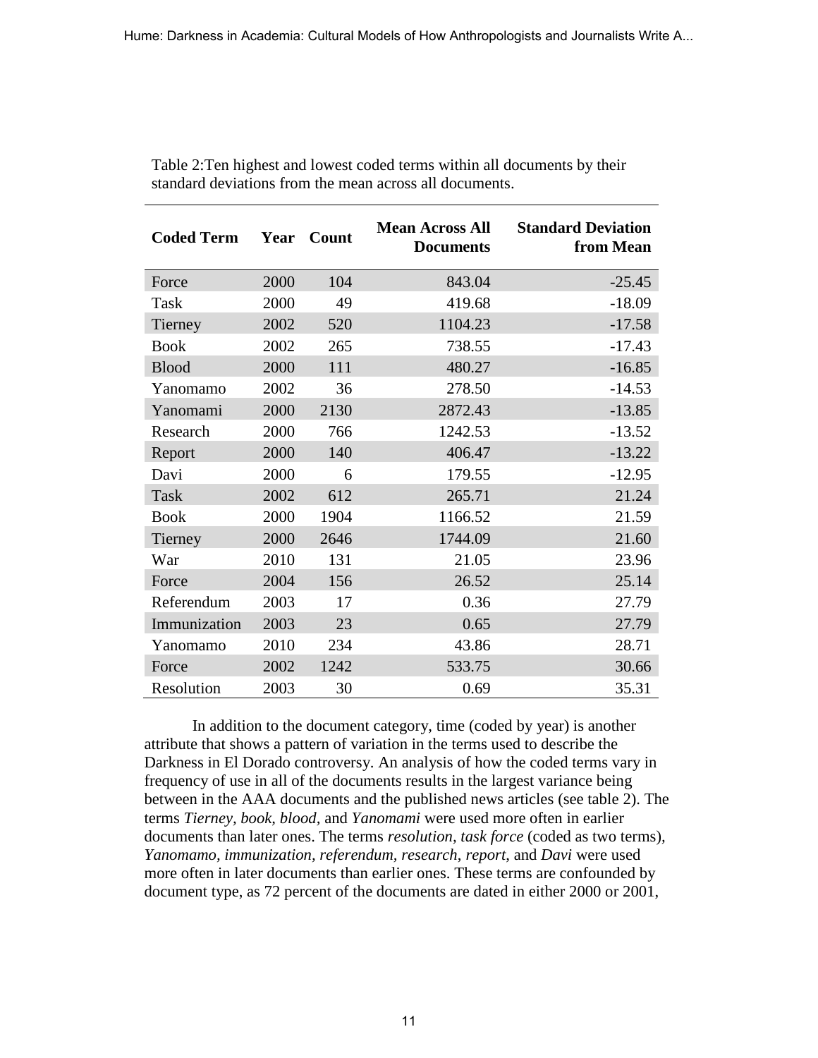Table 2:Ten highest and lowest coded terms within all documents by their standard deviations from the mean across all documents.

| Coded Term | Year | Count | Mean Across All Documents | Standard Deviation from Mean |
|---|---|---|---|---|
| Force | 2000 | 104 | 843.04 | -25.45 |
| Task | 2000 | 49 | 419.68 | -18.09 |
| Tierney | 2002 | 520 | 1104.23 | -17.58 |
| Book | 2002 | 265 | 738.55 | -17.43 |
| Blood | 2000 | 111 | 480.27 | -16.85 |
| Yanomamo | 2002 | 36 | 278.50 | -14.53 |
| Yanomami | 2000 | 2130 | 2872.43 | -13.85 |
| Research | 2000 | 766 | 1242.53 | -13.52 |
| Report | 2000 | 140 | 406.47 | -13.22 |
| Davi | 2000 | 6 | 179.55 | -12.95 |
| Task | 2002 | 612 | 265.71 | 21.24 |
| Book | 2000 | 1904 | 1166.52 | 21.59 |
| Tierney | 2000 | 2646 | 1744.09 | 21.60 |
| War | 2010 | 131 | 21.05 | 23.96 |
| Force | 2004 | 156 | 26.52 | 25.14 |
| Referendum | 2003 | 17 | 0.36 | 27.79 |
| Immunization | 2003 | 23 | 0.65 | 27.79 |
| Yanomamo | 2010 | 234 | 43.86 | 28.71 |
| Force | 2002 | 1242 | 533.75 | 30.66 |
| Resolution | 2003 | 30 | 0.69 | 35.31 |

In addition to the document category, time (coded by year) is another attribute that shows a pattern of variation in the terms used to describe the Darkness in El Dorado controversy. An analysis of how the coded terms vary in frequency of use in all of the documents results in the largest variance being between in the AAA documents and the published news articles (see table 2). The terms *Tierney, book, blood*, and *Yanomami* were used more often in earlier documents than later ones. The terms *resolution, task force* (coded as two terms), *Yanomamo*, *immunization*, *referendum*, *research*, *report*, and *Davi* were used more often in later documents than earlier ones. These terms are confounded by document type, as 72 percent of the documents are dated in either 2000 or 2001,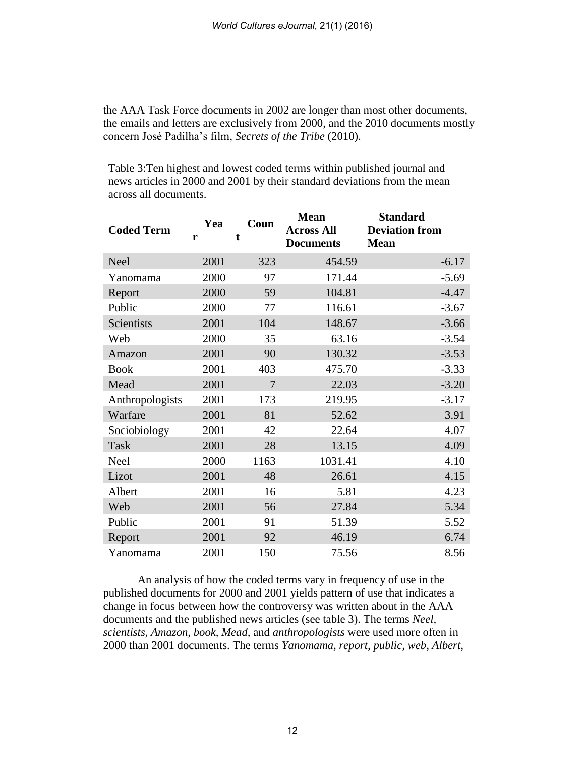the AAA Task Force documents in 2002 are longer than most other documents, the emails and letters are exclusively from 2000, and the 2010 documents mostly concern José Padilha's film, *Secrets of the Tribe* (2010).

Table 3:Ten highest and lowest coded terms within published journal and news articles in 2000 and 2001 by their standard deviations from the mean across all documents.

| Coded Term | Year | Count | Mean Across All Documents | Standard Deviation from Mean |
|---|---|---|---|---|
| Neel | 2001 | 323 | 454.59 | -6.17 |
| Yanomama | 2000 | 97 | 171.44 | -5.69 |
| Report | 2000 | 59 | 104.81 | -4.47 |
| Public | 2000 | 77 | 116.61 | -3.67 |
| Scientists | 2001 | 104 | 148.67 | -3.66 |
| Web | 2000 | 35 | 63.16 | -3.54 |
| Amazon | 2001 | 90 | 130.32 | -3.53 |
| Book | 2001 | 403 | 475.70 | -3.33 |
| Mead | 2001 | 7 | 22.03 | -3.20 |
| Anthropologists | 2001 | 173 | 219.95 | -3.17 |
| Warfare | 2001 | 81 | 52.62 | 3.91 |
| Sociobiology | 2001 | 42 | 22.64 | 4.07 |
| Task | 2001 | 28 | 13.15 | 4.09 |
| Neel | 2000 | 1163 | 1031.41 | 4.10 |
| Lizot | 2001 | 48 | 26.61 | 4.15 |
| Albert | 2001 | 16 | 5.81 | 4.23 |
| Web | 2001 | 56 | 27.84 | 5.34 |
| Public | 2001 | 91 | 51.39 | 5.52 |
| Report | 2001 | 92 | 46.19 | 6.74 |
| Yanomama | 2001 | 150 | 75.56 | 8.56 |

An analysis of how the coded terms vary in frequency of use in the published documents for 2000 and 2001 yields pattern of use that indicates a change in focus between how the controversy was written about in the AAA documents and the published news articles (see table 3). The terms *Neel*, *scientists*, *Amazon*, *book*, *Mead*, and *anthropologists* were used more often in 2000 than 2001 documents. The terms *Yanomama*, *report*, *public*, *web*, *Albert*,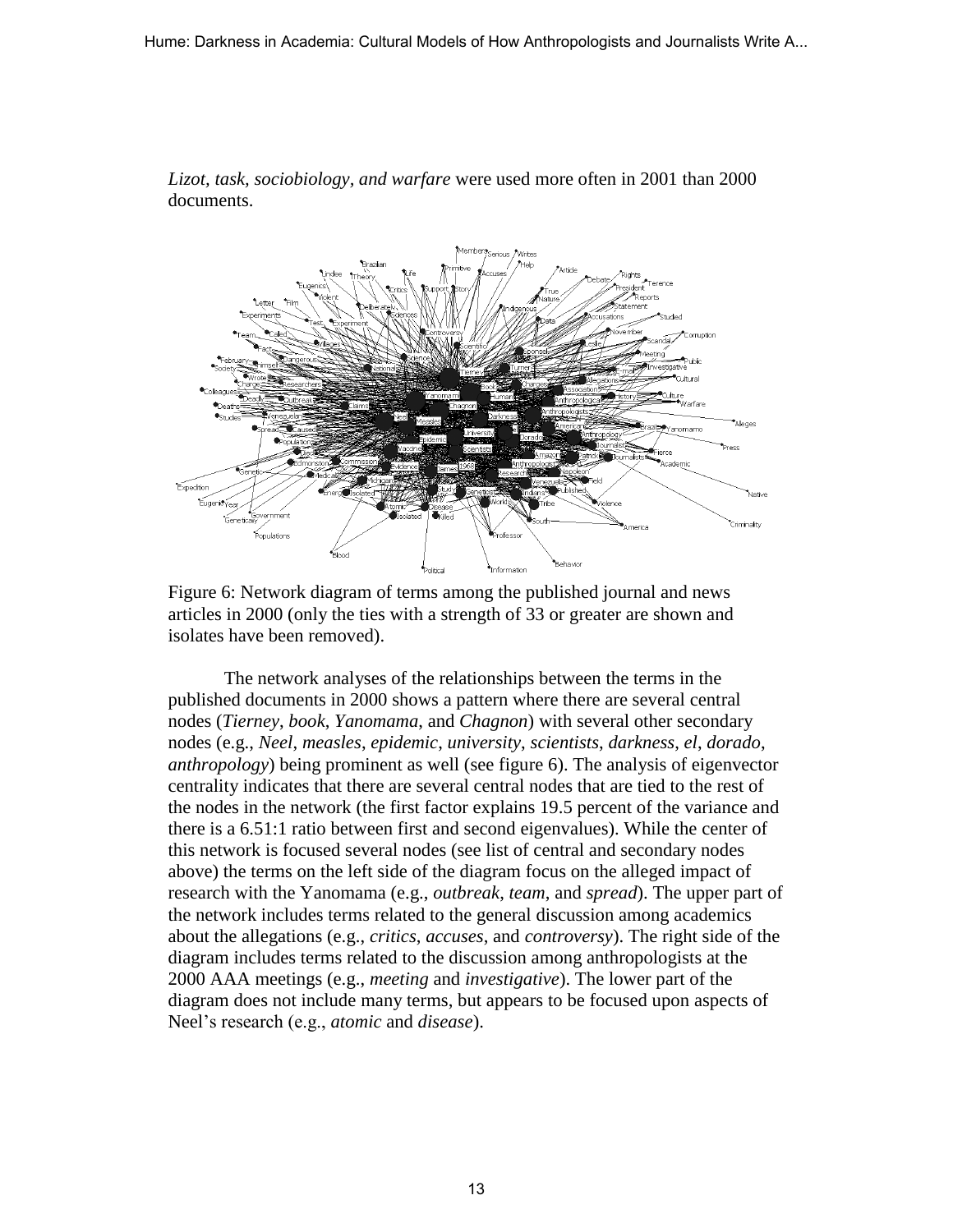*Lizot, task, sociobiology, and warfare* were used more often in 2001 than 2000 documents.

Figure 6: Network diagram of terms among the published journal and news articles in 2000 (only the ties with a strength of 33 or greater are shown and isolates have been removed).

The network analyses of the relationships between the terms in the published documents in 2000 shows a pattern where there are several central nodes (*Tierney*, *book*, *Yanomama*, and *Chagnon*) with several other secondary nodes (e.g., *Neel*, *measles*, *epidemic*, *university*, *scientists*, *darkness*, *el*, *dorado*, *anthropology*) being prominent as well (see figure 6). The analysis of eigenvector centrality indicates that there are several central nodes that are tied to the rest of the nodes in the network (the first factor explains 19.5 percent of the variance and there is a 6.51:1 ratio between first and second eigenvalues). While the center of this network is focused several nodes (see list of central and secondary nodes above) the terms on the left side of the diagram focus on the alleged impact of research with the Yanomama (e.g., *outbreak*, *team*, and *spread*). The upper part of the network includes terms related to the general discussion among academics about the allegations (e.g., *critics*, *accuses*, and *controversy*). The right side of the diagram includes terms related to the discussion among anthropologists at the 2000 AAA meetings (e.g., *meeting* and *investigative*). The lower part of the diagram does not include many terms, but appears to be focused upon aspects of Neel's research (e.g., *atomic* and *disease*).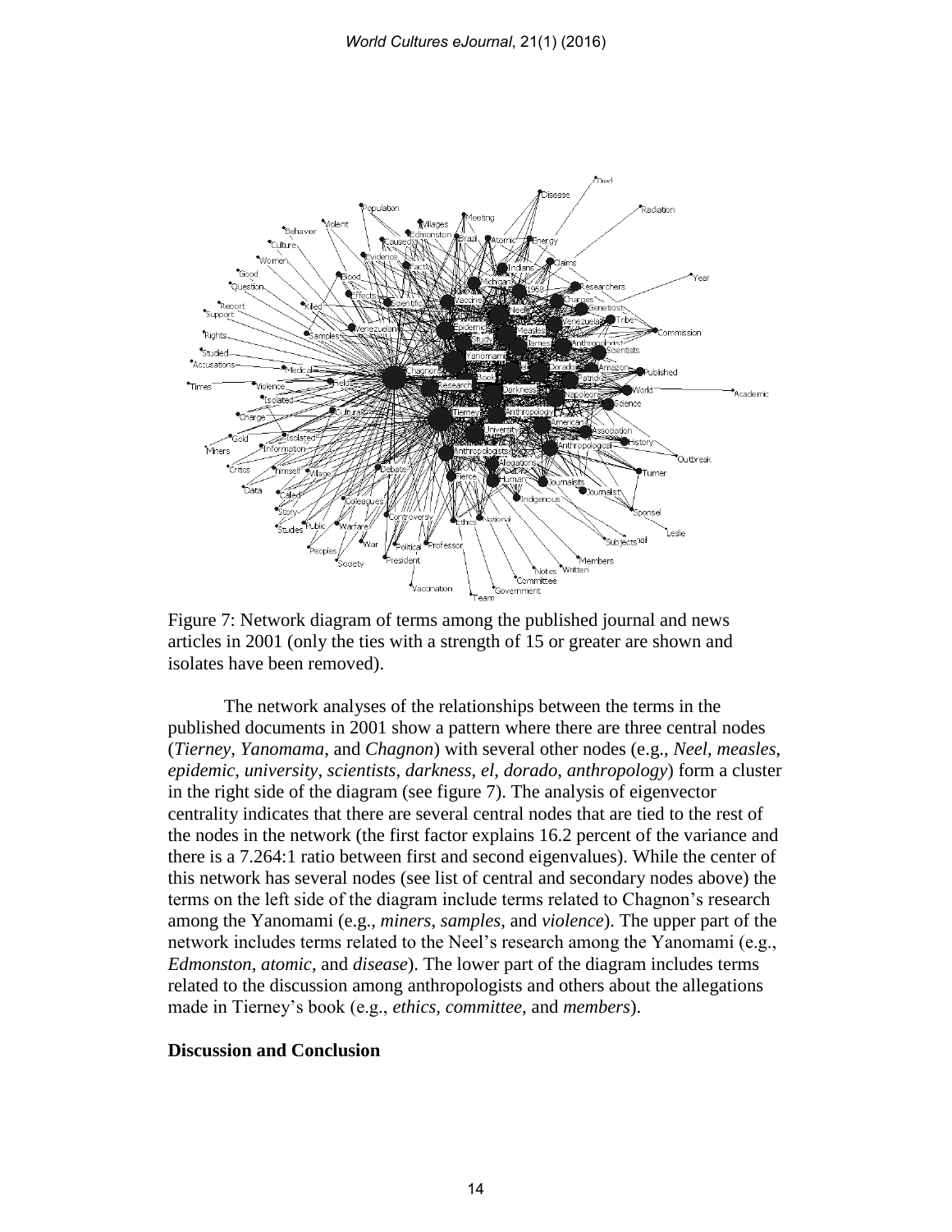Figure 7: Network diagram of terms among the published journal and news articles in 2001 (only the ties with a strength of 15 or greater are shown and isolates have been removed).

The network analyses of the relationships between the terms in the published documents in 2001 show a pattern where there are three central nodes (*Tierney*, *Yanomama*, and *Chagnon*) with several other nodes (e.g., *Neel*, *measles*, *epidemic*, *university*, *scientists*, *darkness*, *el*, *dorado*, *anthropology*) form a cluster in the right side of the diagram (see figure 7). The analysis of eigenvector centrality indicates that there are several central nodes that are tied to the rest of the nodes in the network (the first factor explains 16.2 percent of the variance and there is a 7.264:1 ratio between first and second eigenvalues). While the center of this network has several nodes (see list of central and secondary nodes above) the terms on the left side of the diagram include terms related to Chagnon's research among the Yanomami (e.g., *miners*, *samples*, and *violence*). The upper part of the network includes terms related to the Neel's research among the Yanomami (e.g., *Edmonston*, *atomic*, and *disease*). The lower part of the diagram includes terms related to the discussion among anthropologists and others about the allegations made in Tierney's book (e.g., *ethics, committee,* and *members*).

## Discussion and Conclusion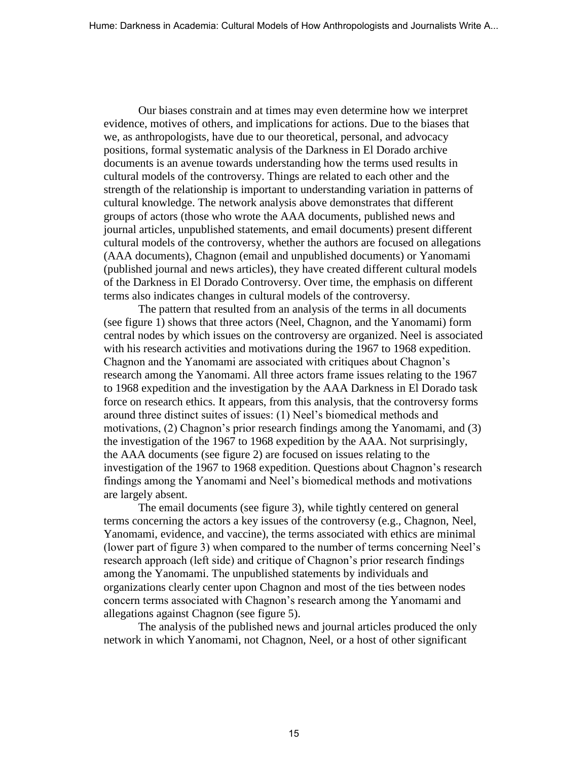Our biases constrain and at times may even determine how we interpret evidence, motives of others, and implications for actions. Due to the biases that we, as anthropologists, have due to our theoretical, personal, and advocacy positions, formal systematic analysis of the Darkness in El Dorado archive documents is an avenue towards understanding how the terms used results in cultural models of the controversy. Things are related to each other and the strength of the relationship is important to understanding variation in patterns of cultural knowledge. The network analysis above demonstrates that different groups of actors (those who wrote the AAA documents, published news and journal articles, unpublished statements, and email documents) present different cultural models of the controversy, whether the authors are focused on allegations (AAA documents), Chagnon (email and unpublished documents) or Yanomami (published journal and news articles), they have created different cultural models of the Darkness in El Dorado Controversy. Over time, the emphasis on different terms also indicates changes in cultural models of the controversy.

The pattern that resulted from an analysis of the terms in all documents (see figure 1) shows that three actors (Neel, Chagnon, and the Yanomami) form central nodes by which issues on the controversy are organized. Neel is associated with his research activities and motivations during the 1967 to 1968 expedition. Chagnon and the Yanomami are associated with critiques about Chagnon's research among the Yanomami. All three actors frame issues relating to the 1967 to 1968 expedition and the investigation by the AAA Darkness in El Dorado task force on research ethics. It appears, from this analysis, that the controversy forms around three distinct suites of issues: (1) Neel's biomedical methods and motivations, (2) Chagnon's prior research findings among the Yanomami, and (3) the investigation of the 1967 to 1968 expedition by the AAA. Not surprisingly, the AAA documents (see figure 2) are focused on issues relating to the investigation of the 1967 to 1968 expedition. Questions about Chagnon's research findings among the Yanomami and Neel's biomedical methods and motivations are largely absent.

The email documents (see figure 3), while tightly centered on general terms concerning the actors a key issues of the controversy (e.g., Chagnon, Neel, Yanomami, evidence, and vaccine), the terms associated with ethics are minimal (lower part of figure 3) when compared to the number of terms concerning Neel's research approach (left side) and critique of Chagnon's prior research findings among the Yanomami. The unpublished statements by individuals and organizations clearly center upon Chagnon and most of the ties between nodes concern terms associated with Chagnon's research among the Yanomami and allegations against Chagnon (see figure 5).

The analysis of the published news and journal articles produced the only network in which Yanomami, not Chagnon, Neel, or a host of other significant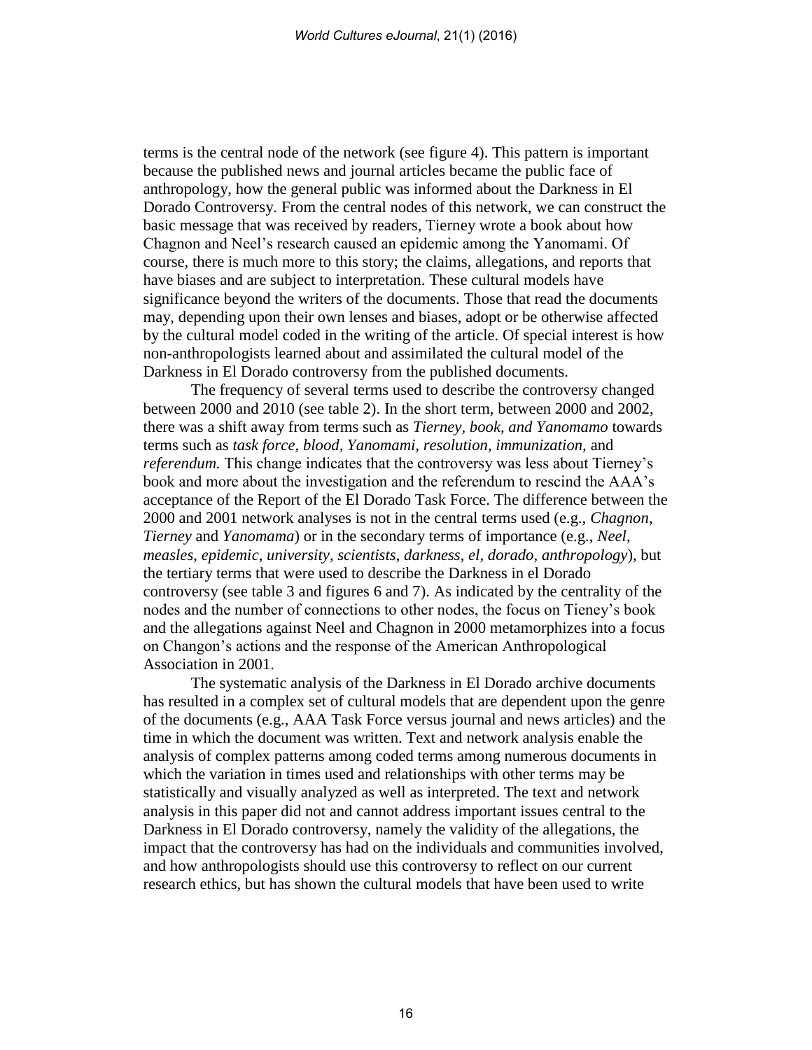terms is the central node of the network (see figure 4). This pattern is important because the published news and journal articles became the public face of anthropology, how the general public was informed about the Darkness in El Dorado Controversy. From the central nodes of this network, we can construct the basic message that was received by readers, Tierney wrote a book about how Chagnon and Neel's research caused an epidemic among the Yanomami. Of course, there is much more to this story; the claims, allegations, and reports that have biases and are subject to interpretation. These cultural models have significance beyond the writers of the documents. Those that read the documents may, depending upon their own lenses and biases, adopt or be otherwise affected by the cultural model coded in the writing of the article. Of special interest is how non-anthropologists learned about and assimilated the cultural model of the Darkness in El Dorado controversy from the published documents.

The frequency of several terms used to describe the controversy changed between 2000 and 2010 (see table 2). In the short term, between 2000 and 2002, there was a shift away from terms such as *Tierney, book, and Yanomamo* towards terms such as *task force*, *blood*, *Yanomami*, *resolution*, *immunization,* and *referendum.* This change indicates that the controversy was less about Tierney's book and more about the investigation and the referendum to rescind the AAA's acceptance of the Report of the El Dorado Task Force. The difference between the 2000 and 2001 network analyses is not in the central terms used (e.g., *Chagnon*, *Tierney* and *Yanomama*) or in the secondary terms of importance (e.g., *Neel*, *measles*, *epidemic*, *university*, *scientists*, *darkness*, *el*, *dorado*, *anthropology*), but the tertiary terms that were used to describe the Darkness in el Dorado controversy (see table 3 and figures 6 and 7). As indicated by the centrality of the nodes and the number of connections to other nodes, the focus on Tieney's book and the allegations against Neel and Chagnon in 2000 metamorphizes into a focus on Changon's actions and the response of the American Anthropological Association in 2001.

The systematic analysis of the Darkness in El Dorado archive documents has resulted in a complex set of cultural models that are dependent upon the genre of the documents (e.g., AAA Task Force versus journal and news articles) and the time in which the document was written. Text and network analysis enable the analysis of complex patterns among coded terms among numerous documents in which the variation in times used and relationships with other terms may be statistically and visually analyzed as well as interpreted. The text and network analysis in this paper did not and cannot address important issues central to the Darkness in El Dorado controversy, namely the validity of the allegations, the impact that the controversy has had on the individuals and communities involved, and how anthropologists should use this controversy to reflect on our current research ethics, but has shown the cultural models that have been used to write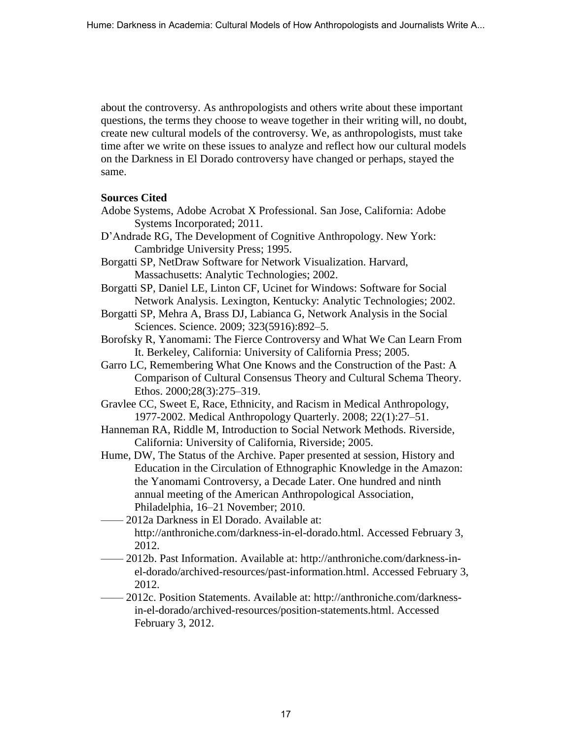about the controversy. As anthropologists and others write about these important questions, the terms they choose to weave together in their writing will, no doubt, create new cultural models of the controversy. We, as anthropologists, must take time after we write on these issues to analyze and reflect how our cultural models on the Darkness in El Dorado controversy have changed or perhaps, stayed the same.

**Sources Cited**

Adobe Systems, Adobe Acrobat X Professional. San Jose, California: Adobe Systems Incorporated; 2011.

D'Andrade RG, The Development of Cognitive Anthropology. New York: Cambridge University Press; 1995.

Borgatti SP, NetDraw Software for Network Visualization. Harvard, Massachusetts: Analytic Technologies; 2002.

Borgatti SP, Daniel LE, Linton CF, Ucinet for Windows: Software for Social Network Analysis. Lexington, Kentucky: Analytic Technologies; 2002.

Borgatti SP, Mehra A, Brass DJ, Labianca G, Network Analysis in the Social Sciences. Science. 2009; 323(5916):892–5.

Borofsky R, Yanomami: The Fierce Controversy and What We Can Learn From It. Berkeley, California: University of California Press; 2005.

Garro LC, Remembering What One Knows and the Construction of the Past: A Comparison of Cultural Consensus Theory and Cultural Schema Theory. Ethos. 2000;28(3):275–319.

Gravlee CC, Sweet E, Race, Ethnicity, and Racism in Medical Anthropology, 1977-2002. Medical Anthropology Quarterly. 2008; 22(1):27–51.

Hanneman RA, Riddle M, Introduction to Social Network Methods. Riverside, California: University of California, Riverside; 2005.

Hume, DW, The Status of the Archive. Paper presented at session, History and Education in the Circulation of Ethnographic Knowledge in the Amazon: the Yanomami Controversy, a Decade Later. One hundred and ninth annual meeting of the American Anthropological Association, Philadelphia, 16–21 November; 2010.

—— 2012a Darkness in El Dorado. Available at: http://anthroniche.com/darkness-in-el-dorado.html. Accessed February 3, 2012.

—— 2012b. Past Information. Available at: http://anthroniche.com/darkness-in-el-dorado/archived-resources/past-information.html. Accessed February 3, 2012.

—— 2012c. Position Statements. Available at: http://anthroniche.com/darkness-in-el-dorado/archived-resources/position-statements.html. Accessed February 3, 2012.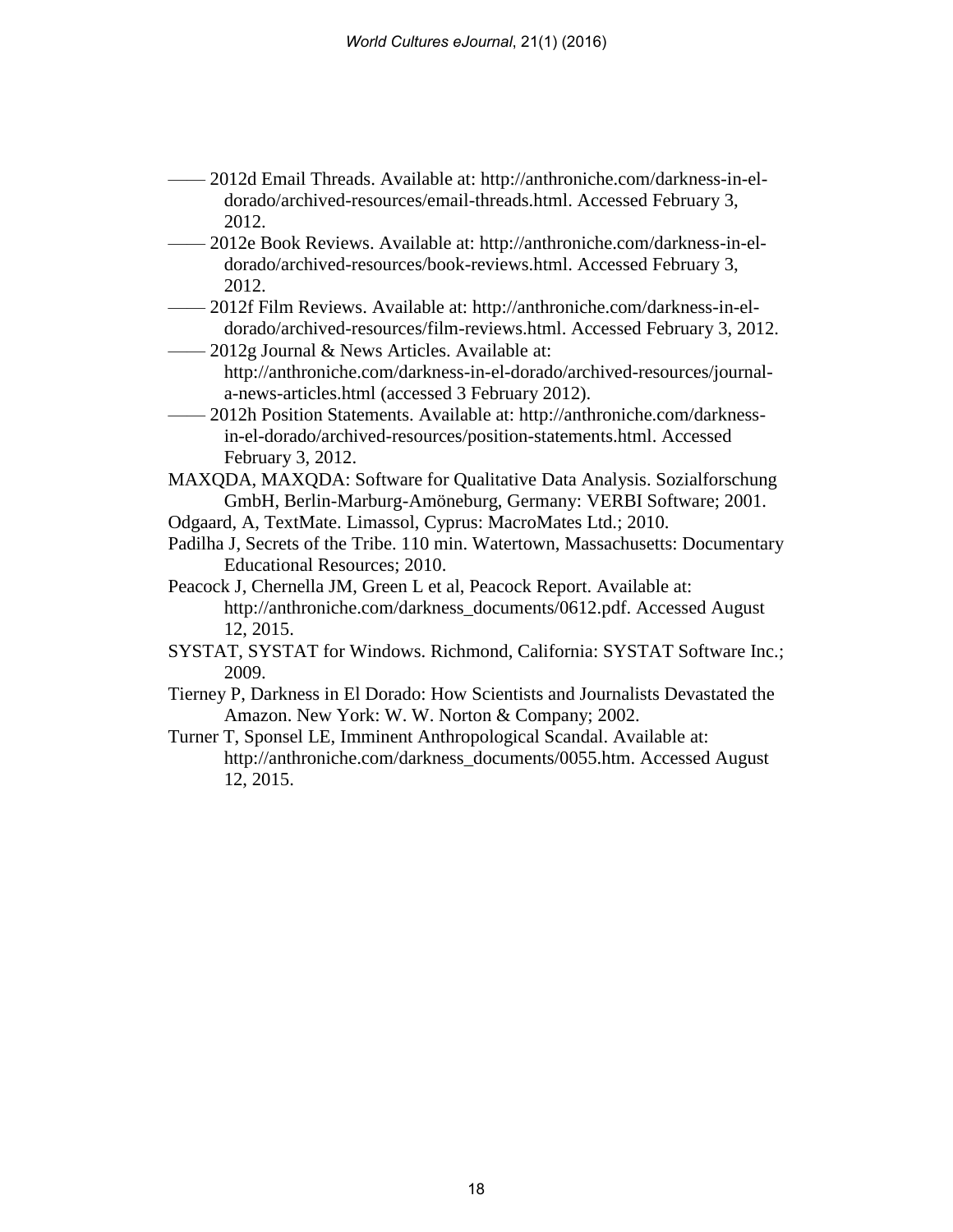—— 2012d Email Threads. Available at: http://anthroniche.com/darkness-in-el-dorado/archived-resources/email-threads.html. Accessed February 3, 2012.

—— 2012e Book Reviews. Available at: http://anthroniche.com/darkness-in-el-dorado/archived-resources/book-reviews.html. Accessed February 3, 2012.

—— 2012f Film Reviews. Available at: http://anthroniche.com/darkness-in-el-dorado/archived-resources/film-reviews.html. Accessed February 3, 2012.

—— 2012g Journal & News Articles. Available at: http://anthroniche.com/darkness-in-el-dorado/archived-resources/journal-a-news-articles.html (accessed 3 February 2012).

—— 2012h Position Statements. Available at: http://anthroniche.com/darkness-in-el-dorado/archived-resources/position-statements.html. Accessed February 3, 2012.

MAXQDA, MAXQDA: Software for Qualitative Data Analysis. Sozialforschung GmbH, Berlin-Marburg-Amöneburg, Germany: VERBI Software; 2001.

Odgaard, A, TextMate. Limassol, Cyprus: MacroMates Ltd.; 2010.

Padilha J, Secrets of the Tribe. 110 min. Watertown, Massachusetts: Documentary Educational Resources; 2010.

Peacock J, Chernella JM, Green L et al, Peacock Report. Available at: http://anthroniche.com/darkness_documents/0612.pdf. Accessed August 12, 2015.

SYSTAT, SYSTAT for Windows. Richmond, California: SYSTAT Software Inc.; 2009.

Tierney P, Darkness in El Dorado: How Scientists and Journalists Devastated the Amazon. New York: W. W. Norton & Company; 2002.

Turner T, Sponsel LE, Imminent Anthropological Scandal. Available at: http://anthroniche.com/darkness_documents/0055.htm. Accessed August 12, 2015.